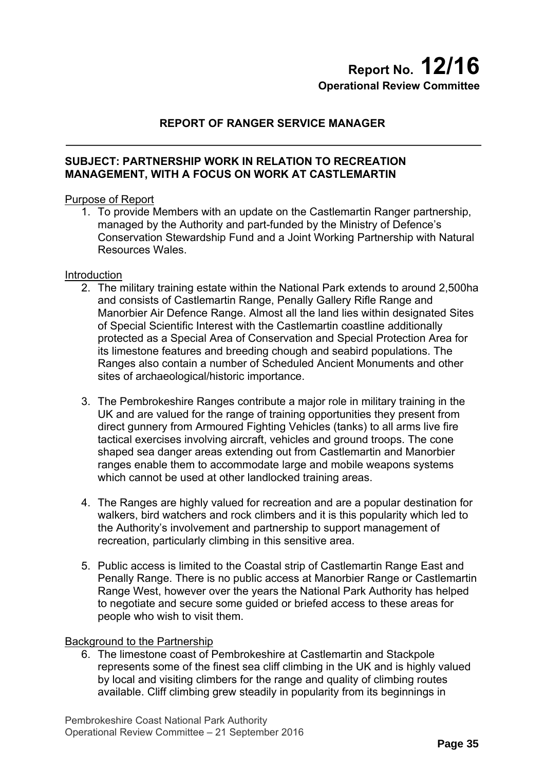# Report No. 12/16

**Operational Review Committee**

## REPORT OF RANGER SERVICE MANAGER

**SUBJECT: PARTNERSHIP WORK IN RELATION TO RECREATION MANAGEMENT, WITH A FOCUS ON WORK AT CASTLEMARTIN**

Purpose of Report

1. To provide Members with an update on the Castlemartin Ranger partnership, managed by the Authority and part-funded by the Ministry of Defence's Conservation Stewardship Fund and a Joint Working Partnership with Natural Resources Wales.

Introduction

2. The military training estate within the National Park extends to around 2,500ha and consists of Castlemartin Range, Penally Gallery Rifle Range and Manorbier Air Defence Range. Almost all the land lies within designated Sites of Special Scientific Interest with the Castlemartin coastline additionally protected as a Special Area of Conservation and Special Protection Area for its limestone features and breeding chough and seabird populations. The Ranges also contain a number of Scheduled Ancient Monuments and other sites of archaeological/historic importance.

3. The Pembrokeshire Ranges contribute a major role in military training in the UK and are valued for the range of training opportunities they present from direct gunnery from Armoured Fighting Vehicles (tanks) to all arms live fire tactical exercises involving aircraft, vehicles and ground troops. The cone shaped sea danger areas extending out from Castlemartin and Manorbier ranges enable them to accommodate large and mobile weapons systems which cannot be used at other landlocked training areas.

4. The Ranges are highly valued for recreation and are a popular destination for walkers, bird watchers and rock climbers and it is this popularity which led to the Authority's involvement and partnership to support management of recreation, particularly climbing in this sensitive area.

5. Public access is limited to the Coastal strip of Castlemartin Range East and Penally Range. There is no public access at Manorbier Range or Castlemartin Range West, however over the years the National Park Authority has helped to negotiate and secure some guided or briefed access to these areas for people who wish to visit them.

Background to the Partnership

6. The limestone coast of Pembrokeshire at Castlemartin and Stackpole represents some of the finest sea cliff climbing in the UK and is highly valued by local and visiting climbers for the range and quality of climbing routes available. Cliff climbing grew steadily in popularity from its beginnings in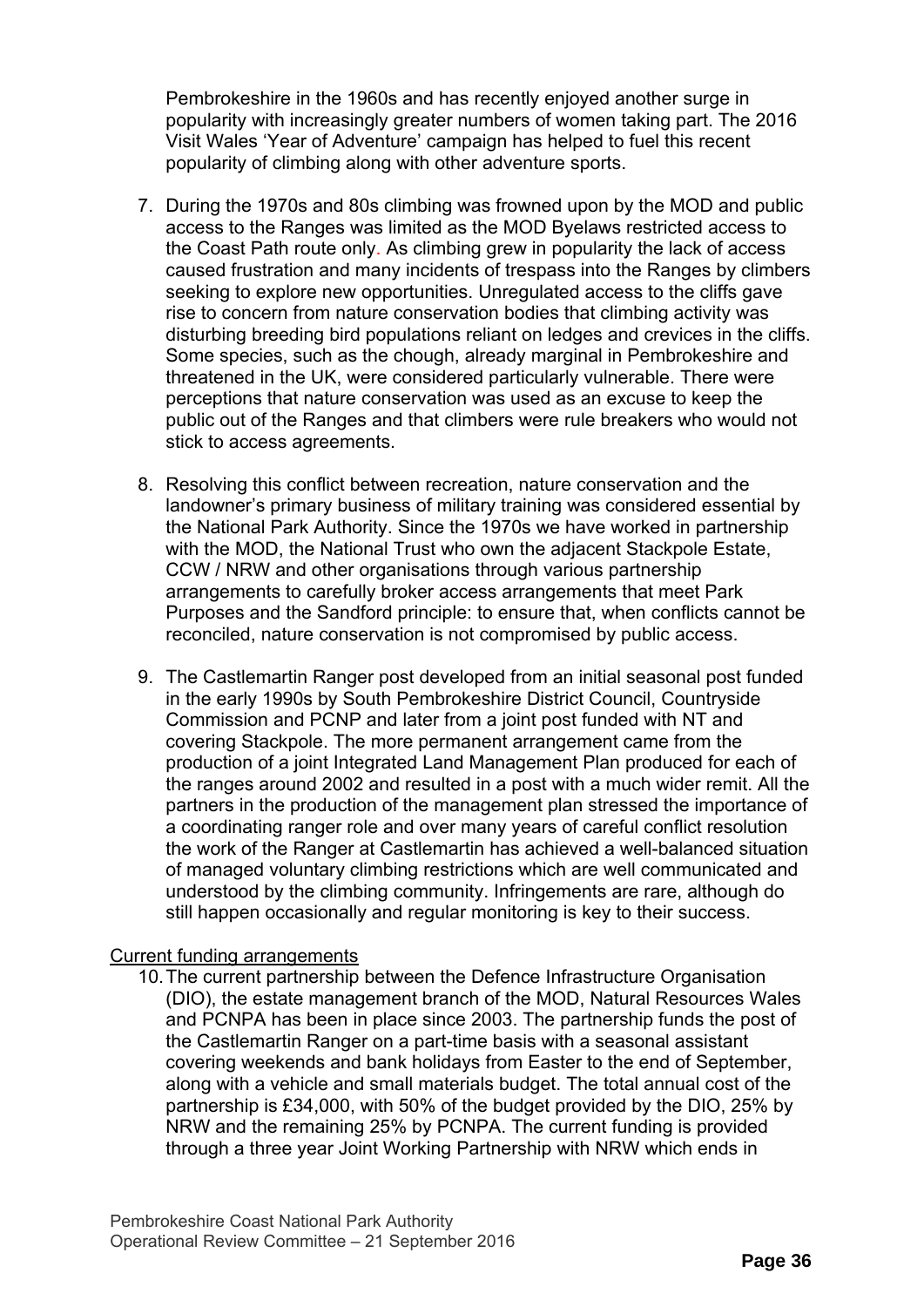Pembrokeshire in the 1960s and has recently enjoyed another surge in popularity with increasingly greater numbers of women taking part. The 2016 Visit Wales 'Year of Adventure' campaign has helped to fuel this recent popularity of climbing along with other adventure sports.

7. During the 1970s and 80s climbing was frowned upon by the MOD and public access to the Ranges was limited as the MOD Byelaws restricted access to the Coast Path route only. As climbing grew in popularity the lack of access caused frustration and many incidents of trespass into the Ranges by climbers seeking to explore new opportunities. Unregulated access to the cliffs gave rise to concern from nature conservation bodies that climbing activity was disturbing breeding bird populations reliant on ledges and crevices in the cliffs. Some species, such as the chough, already marginal in Pembrokeshire and threatened in the UK, were considered particularly vulnerable. There were perceptions that nature conservation was used as an excuse to keep the public out of the Ranges and that climbers were rule breakers who would not stick to access agreements.

8. Resolving this conflict between recreation, nature conservation and the landowner's primary business of military training was considered essential by the National Park Authority. Since the 1970s we have worked in partnership with the MOD, the National Trust who own the adjacent Stackpole Estate, CCW / NRW and other organisations through various partnership arrangements to carefully broker access arrangements that meet Park Purposes and the Sandford principle: to ensure that, when conflicts cannot be reconciled, nature conservation is not compromised by public access.

9. The Castlemartin Ranger post developed from an initial seasonal post funded in the early 1990s by South Pembrokeshire District Council, Countryside Commission and PCNP and later from a joint post funded with NT and covering Stackpole. The more permanent arrangement came from the production of a joint Integrated Land Management Plan produced for each of the ranges around 2002 and resulted in a post with a much wider remit. All the partners in the production of the management plan stressed the importance of a coordinating ranger role and over many years of careful conflict resolution the work of the Ranger at Castlemartin has achieved a well-balanced situation of managed voluntary climbing restrictions which are well communicated and understood by the climbing community. Infringements are rare, although do still happen occasionally and regular monitoring is key to their success.

Current funding arrangements

10. The current partnership between the Defence Infrastructure Organisation (DIO), the estate management branch of the MOD, Natural Resources Wales and PCNPA has been in place since 2003. The partnership funds the post of the Castlemartin Ranger on a part-time basis with a seasonal assistant covering weekends and bank holidays from Easter to the end of September, along with a vehicle and small materials budget. The total annual cost of the partnership is £34,000, with 50% of the budget provided by the DIO, 25% by NRW and the remaining 25% by PCNPA. The current funding is provided through a three year Joint Working Partnership with NRW which ends in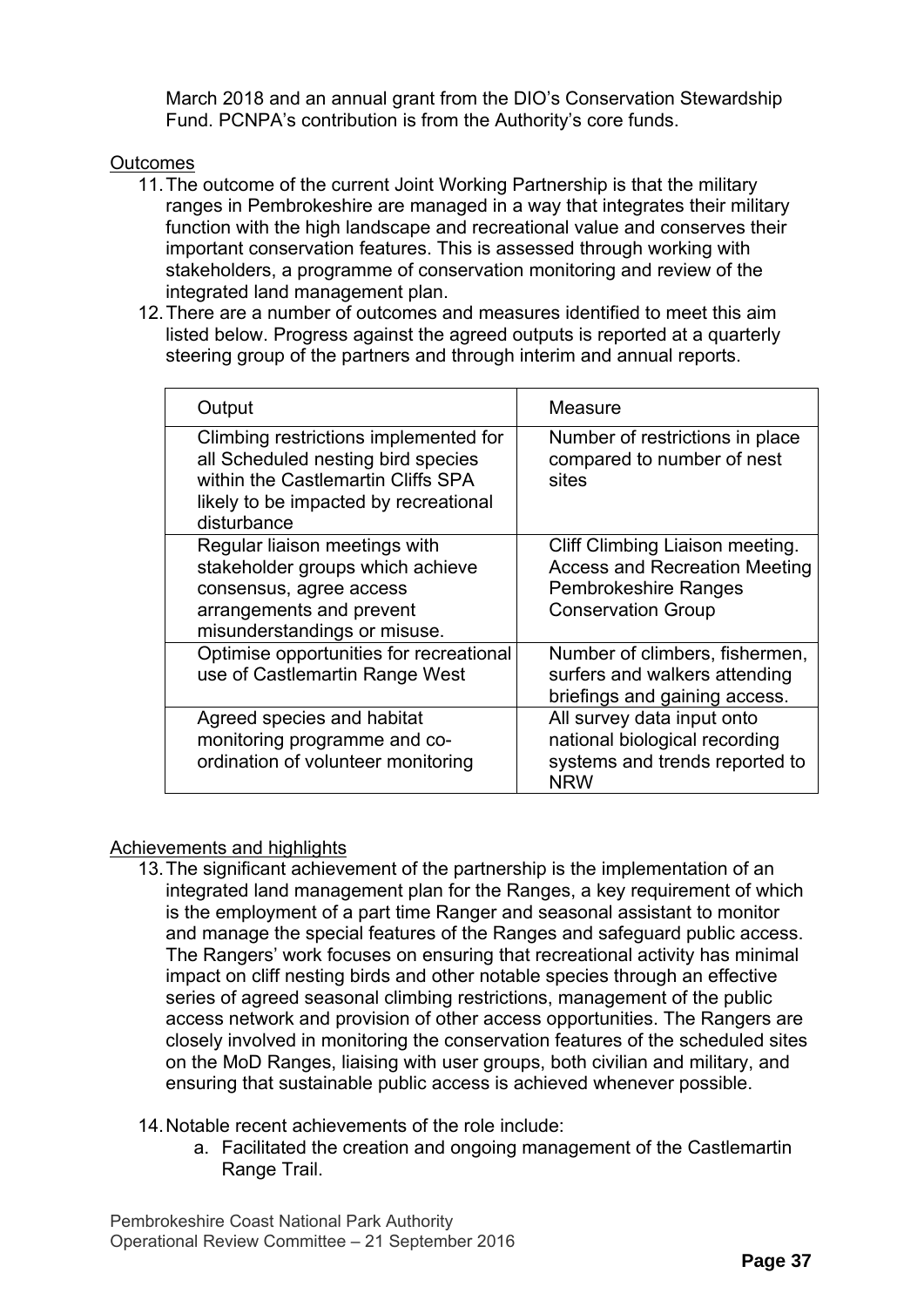March 2018 and an annual grant from the DIO's Conservation Stewardship Fund. PCNPA's contribution is from the Authority's core funds.

Outcomes

11. The outcome of the current Joint Working Partnership is that the military ranges in Pembrokeshire are managed in a way that integrates their military function with the high landscape and recreational value and conserves their important conservation features. This is assessed through working with stakeholders, a programme of conservation monitoring and review of the integrated land management plan.
12. There are a number of outcomes and measures identified to meet this aim listed below. Progress against the agreed outputs is reported at a quarterly steering group of the partners and through interim and annual reports.

| Output | Measure |
|---|---|
| Climbing restrictions implemented for all Scheduled nesting bird species within the Castlemartin Cliffs SPA likely to be impacted by recreational disturbance | Number of restrictions in place compared to number of nest sites |
| Regular liaison meetings with stakeholder groups which achieve consensus, agree access arrangements and prevent misunderstandings or misuse. | Cliff Climbing Liaison meeting. Access and Recreation Meeting Pembrokeshire Ranges Conservation Group |
| Optimise opportunities for recreational use of Castlemartin Range West | Number of climbers, fishermen, surfers and walkers attending briefings and gaining access. |
| Agreed species and habitat monitoring programme and co-ordination of volunteer monitoring | All survey data input onto national biological recording systems and trends reported to NRW |

Achievements and highlights

13. The significant achievement of the partnership is the implementation of an integrated land management plan for the Ranges, a key requirement of which is the employment of a part time Ranger and seasonal assistant to monitor and manage the special features of the Ranges and safeguard public access. The Rangers' work focuses on ensuring that recreational activity has minimal impact on cliff nesting birds and other notable species through an effective series of agreed seasonal climbing restrictions, management of the public access network and provision of other access opportunities. The Rangers are closely involved in monitoring the conservation features of the scheduled sites on the MoD Ranges, liaising with user groups, both civilian and military, and ensuring that sustainable public access is achieved whenever possible.

14. Notable recent achievements of the role include:
    a. Facilitated the creation and ongoing management of the Castlemartin Range Trail.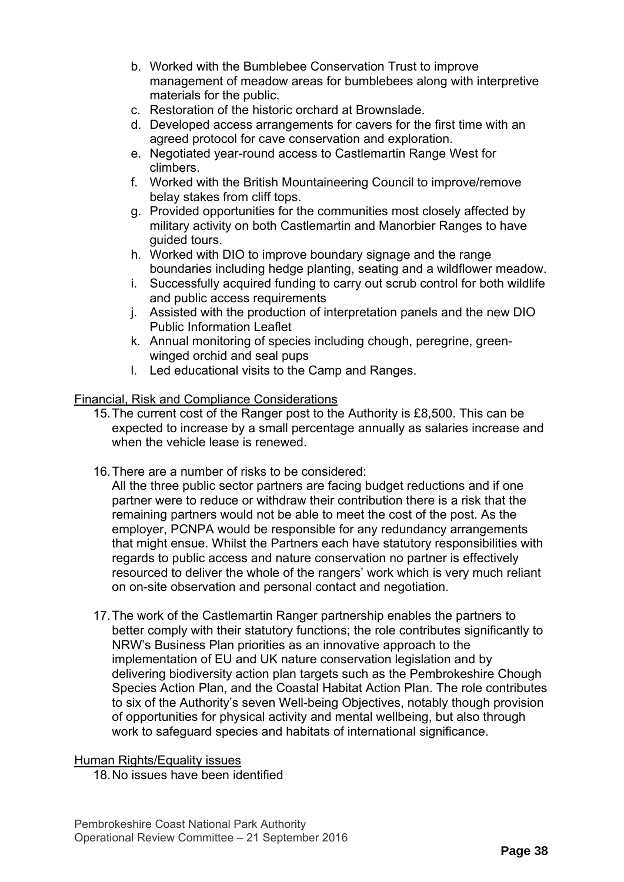b. Worked with the Bumblebee Conservation Trust to improve management of meadow areas for bumblebees along with interpretive materials for the public.
c. Restoration of the historic orchard at Brownslade.
d. Developed access arrangements for cavers for the first time with an agreed protocol for cave conservation and exploration.
e. Negotiated year-round access to Castlemartin Range West for climbers.
f. Worked with the British Mountaineering Council to improve/remove belay stakes from cliff tops.
g. Provided opportunities for the communities most closely affected by military activity on both Castlemartin and Manorbier Ranges to have guided tours.
h. Worked with DIO to improve boundary signage and the range boundaries including hedge planting, seating and a wildflower meadow.
i. Successfully acquired funding to carry out scrub control for both wildlife and public access requirements
j. Assisted with the production of interpretation panels and the new DIO Public Information Leaflet
k. Annual monitoring of species including chough, peregrine, green-winged orchid and seal pups
l. Led educational visits to the Camp and Ranges.

<u>Financial, Risk and Compliance Considerations</u>

15. The current cost of the Ranger post to the Authority is £8,500. This can be expected to increase by a small percentage annually as salaries increase and when the vehicle lease is renewed.

16. There are a number of risks to be considered:
All the three public sector partners are facing budget reductions and if one partner were to reduce or withdraw their contribution there is a risk that the remaining partners would not be able to meet the cost of the post. As the employer, PCNPA would be responsible for any redundancy arrangements that might ensue. Whilst the Partners each have statutory responsibilities with regards to public access and nature conservation no partner is effectively resourced to deliver the whole of the rangers' work which is very much reliant on on-site observation and personal contact and negotiation.

17. The work of the Castlemartin Ranger partnership enables the partners to better comply with their statutory functions; the role contributes significantly to NRW's Business Plan priorities as an innovative approach to the implementation of EU and UK nature conservation legislation and by delivering biodiversity action plan targets such as the Pembrokeshire Chough Species Action Plan, and the Coastal Habitat Action Plan. The role contributes to six of the Authority's seven Well-being Objectives, notably though provision of opportunities for physical activity and mental wellbeing, but also through work to safeguard species and habitats of international significance.

<u>Human Rights/Equality issues</u>

18. No issues have been identified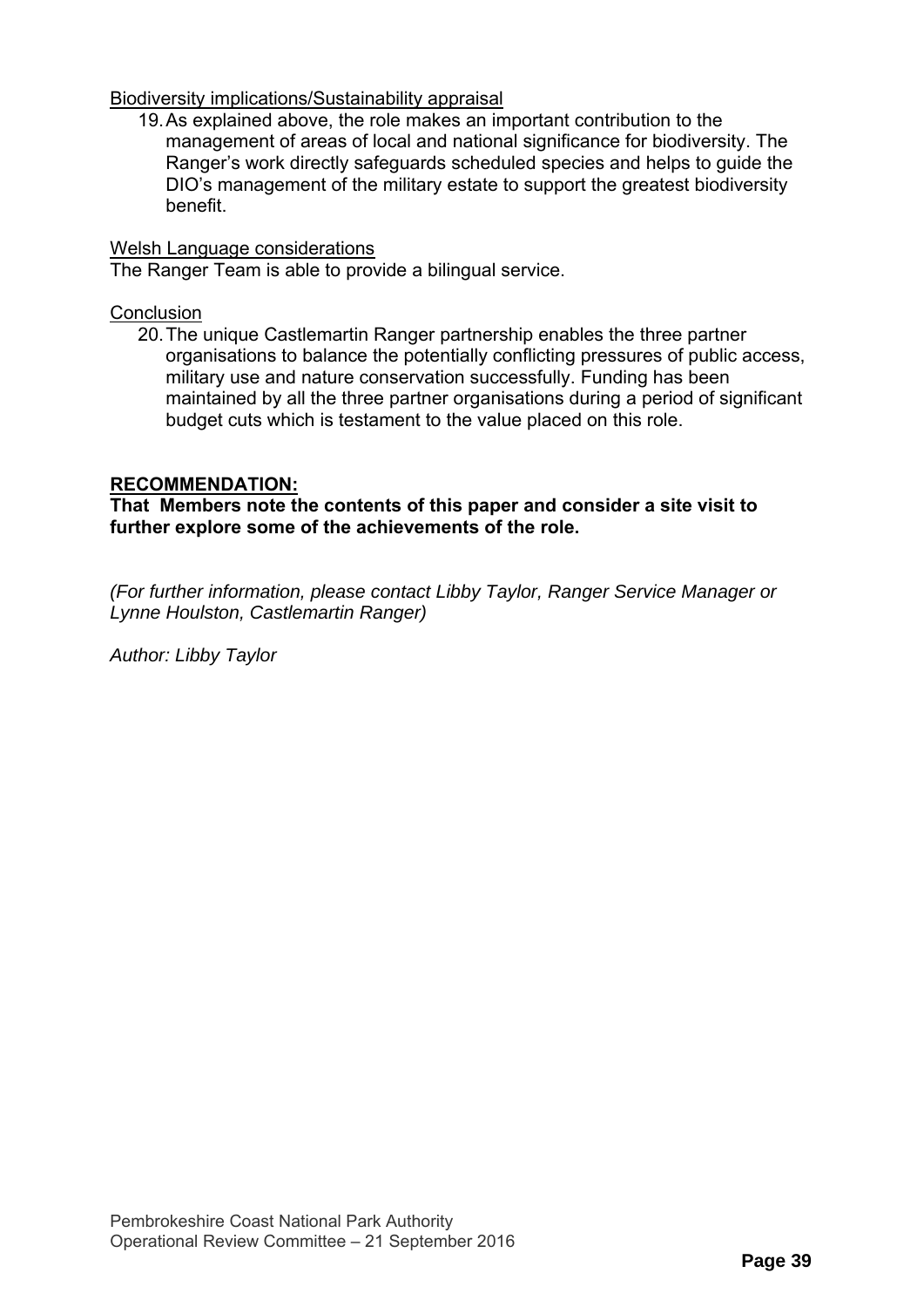Biodiversity implications/Sustainability appraisal

19. As explained above, the role makes an important contribution to the management of areas of local and national significance for biodiversity. The Ranger's work directly safeguards scheduled species and helps to guide the DIO's management of the military estate to support the greatest biodiversity benefit.

Welsh Language considerations

The Ranger Team is able to provide a bilingual service.

Conclusion

20. The unique Castlemartin Ranger partnership enables the three partner organisations to balance the potentially conflicting pressures of public access, military use and nature conservation successfully. Funding has been maintained by all the three partner organisations during a period of significant budget cuts which is testament to the value placed on this role.

**RECOMMENDATION:**

**That Members note the contents of this paper and consider a site visit to further explore some of the achievements of the role.**

*(For further information, please contact Libby Taylor, Ranger Service Manager or Lynne Houlston, Castlemartin Ranger)*

*Author: Libby Taylor*